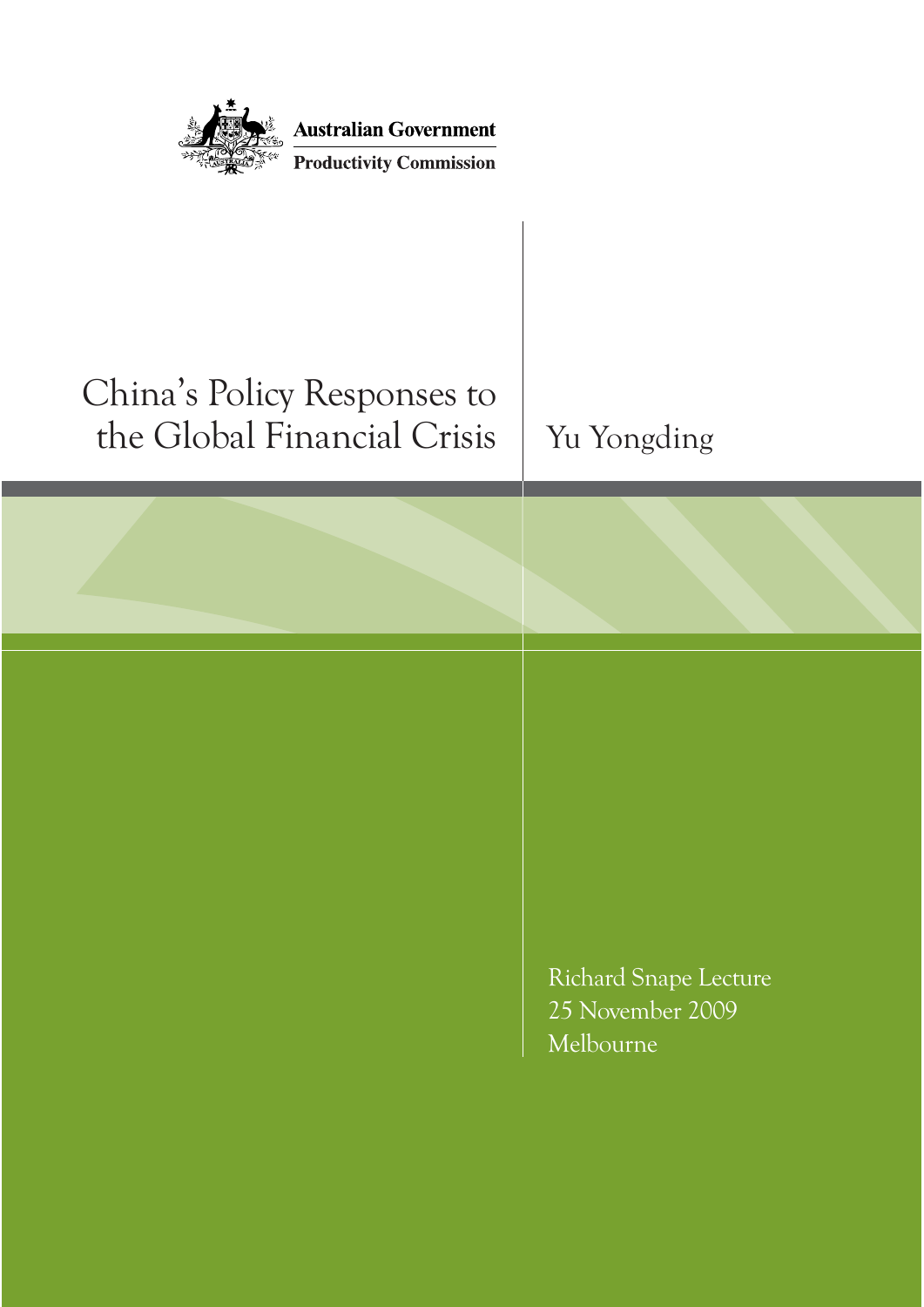Australian Government

Productivity Commission

# China's Policy Responses to the Global Financial Crisis

Yu Yongding

Richard Snape Lecture

25 November 2009

Melbourne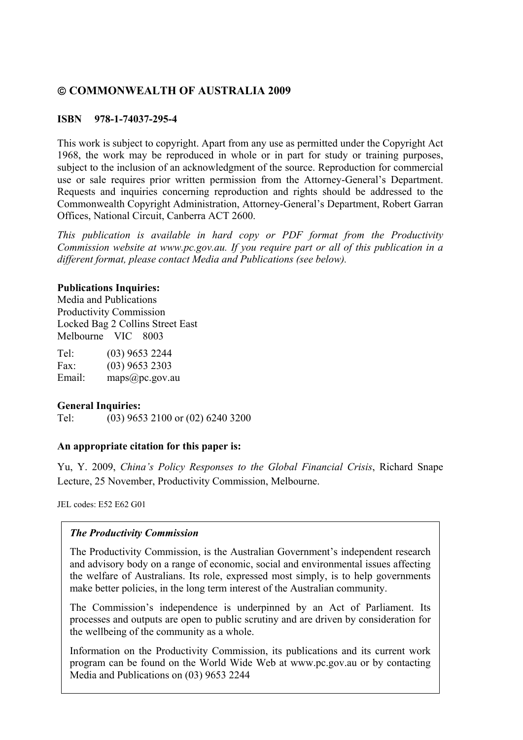**© COMMONWEALTH OF AUSTRALIA 2009**

**ISBN 978-1-74037-295-4**

This work is subject to copyright. Apart from any use as permitted under the Copyright Act 1968, the work may be reproduced in whole or in part for study or training purposes, subject to the inclusion of an acknowledgment of the source. Reproduction for commercial use or sale requires prior written permission from the Attorney-General's Department. Requests and inquiries concerning reproduction and rights should be addressed to the Commonwealth Copyright Administration, Attorney-General's Department, Robert Garran Offices, National Circuit, Canberra ACT 2600.

*This publication is available in hard copy or PDF format from the Productivity Commission website at www.pc.gov.au. If you require part or all of this publication in a different format, please contact Media and Publications (see below).*

**Publications Inquiries:**
Media and Publications
Productivity Commission
Locked Bag 2 Collins Street East
Melbourne VIC 8003

Tel: (03) 9653 2244
Fax: (03) 9653 2303
Email: maps@pc.gov.au

**General Inquiries:**
Tel: (03) 9653 2100 or (02) 6240 3200

**An appropriate citation for this paper is:**

Yu, Y. 2009, *China's Policy Responses to the Global Financial Crisis*, Richard Snape Lecture, 25 November, Productivity Commission, Melbourne.

JEL codes: E52 E62 G01

***The Productivity Commission***

The Productivity Commission, is the Australian Government's independent research and advisory body on a range of economic, social and environmental issues affecting the welfare of Australians. Its role, expressed most simply, is to help governments make better policies, in the long term interest of the Australian community.

The Commission's independence is underpinned by an Act of Parliament. Its processes and outputs are open to public scrutiny and are driven by consideration for the wellbeing of the community as a whole.

Information on the Productivity Commission, its publications and its current work program can be found on the World Wide Web at www.pc.gov.au or by contacting Media and Publications on (03) 9653 2244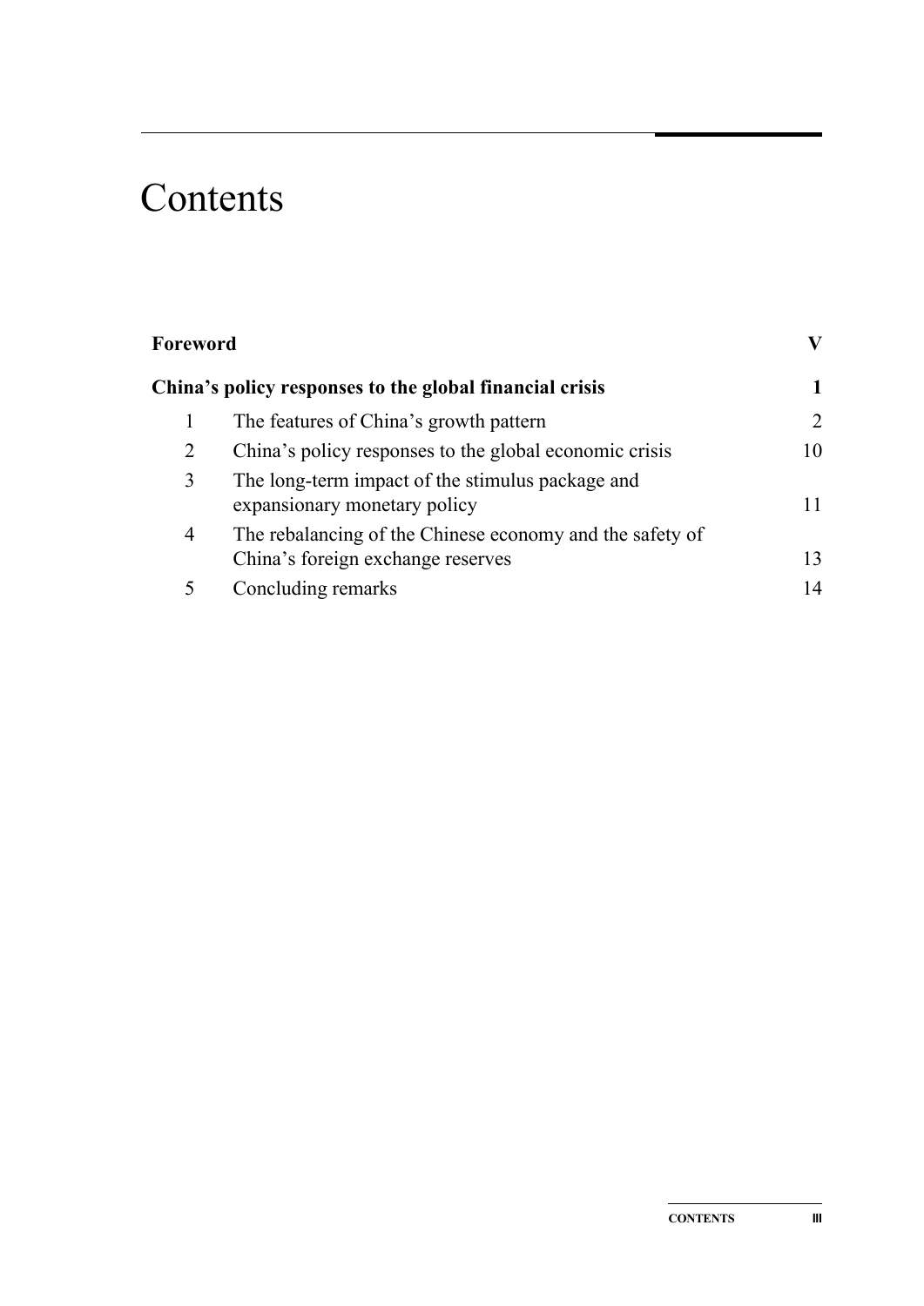# Contents

| | | |
|---|---|---|
| **Foreword** | | **V** |
| **China's policy responses to the global financial crisis** | | **1** |
| 1 | The features of China's growth pattern | 2 |
| 2 | China's policy responses to the global economic crisis | 10 |
| 3 | The long-term impact of the stimulus package and expansionary monetary policy | 11 |
| 4 | The rebalancing of the Chinese economy and the safety of China's foreign exchange reserves | 13 |
| 5 | Concluding remarks | 14 |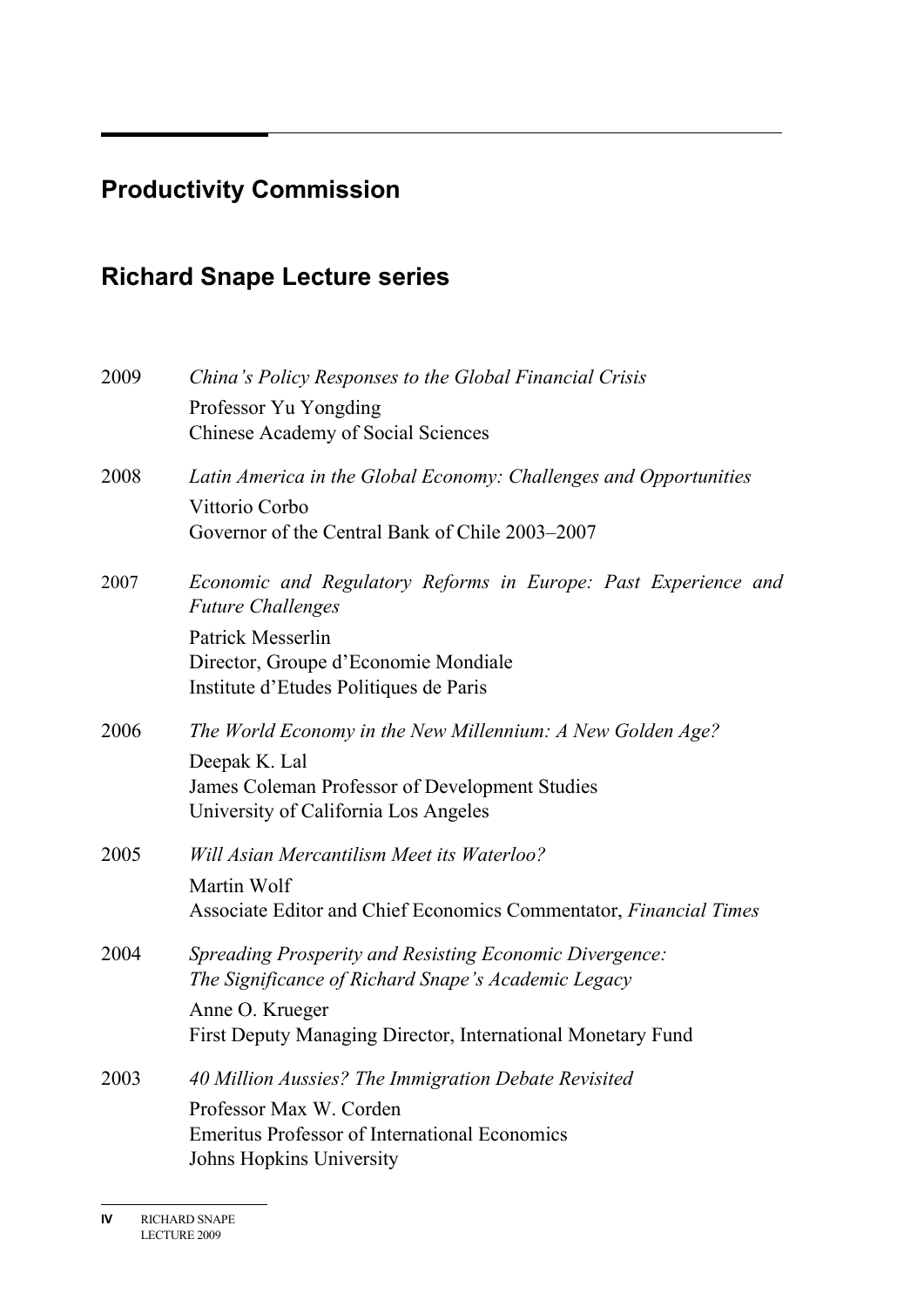# Productivity Commission

## Richard Snape Lecture series

2009 *China's Policy Responses to the Global Financial Crisis*
Professor Yu Yongding
Chinese Academy of Social Sciences

2008 *Latin America in the Global Economy: Challenges and Opportunities*
Vittorio Corbo
Governor of the Central Bank of Chile 2003–2007

2007 *Economic and Regulatory Reforms in Europe: Past Experience and Future Challenges*
Patrick Messerlin
Director, Groupe d'Economie Mondiale
Institute d'Etudes Politiques de Paris

2006 *The World Economy in the New Millennium: A New Golden Age?*
Deepak K. Lal
James Coleman Professor of Development Studies
University of California Los Angeles

2005 *Will Asian Mercantilism Meet its Waterloo?*
Martin Wolf
Associate Editor and Chief Economics Commentator, *Financial Times*

2004 *Spreading Prosperity and Resisting Economic Divergence: The Significance of Richard Snape's Academic Legacy*
Anne O. Krueger
First Deputy Managing Director, International Monetary Fund

2003 *40 Million Aussies? The Immigration Debate Revisited*
Professor Max W. Corden
Emeritus Professor of International Economics
Johns Hopkins University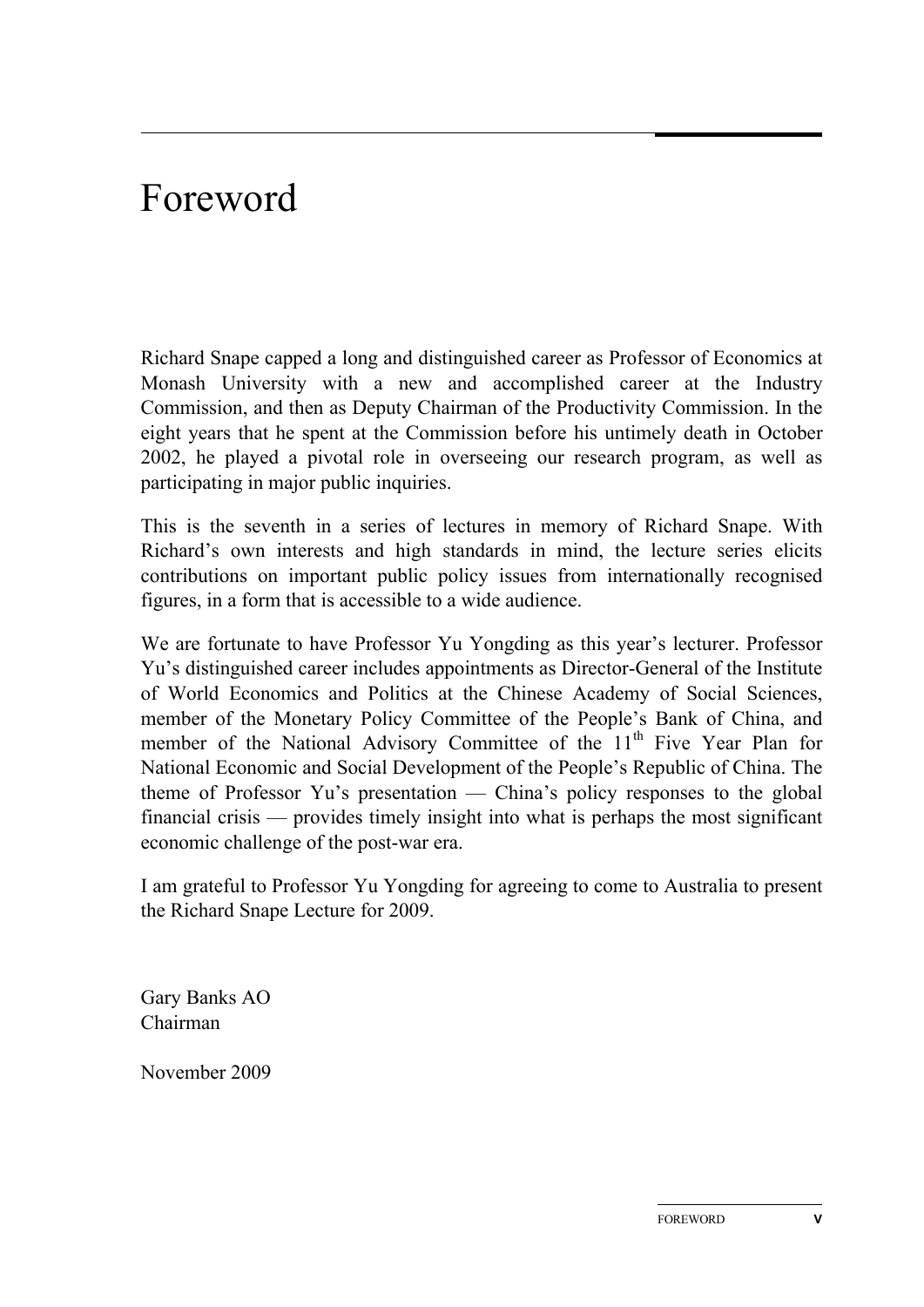# Foreword

Richard Snape capped a long and distinguished career as Professor of Economics at Monash University with a new and accomplished career at the Industry Commission, and then as Deputy Chairman of the Productivity Commission. In the eight years that he spent at the Commission before his untimely death in October 2002, he played a pivotal role in overseeing our research program, as well as participating in major public inquiries.

This is the seventh in a series of lectures in memory of Richard Snape. With Richard's own interests and high standards in mind, the lecture series elicits contributions on important public policy issues from internationally recognised figures, in a form that is accessible to a wide audience.

We are fortunate to have Professor Yu Yongding as this year's lecturer. Professor Yu's distinguished career includes appointments as Director-General of the Institute of World Economics and Politics at the Chinese Academy of Social Sciences, member of the Monetary Policy Committee of the People's Bank of China, and member of the National Advisory Committee of the 11th Five Year Plan for National Economic and Social Development of the People's Republic of China. The theme of Professor Yu's presentation — China's policy responses to the global financial crisis — provides timely insight into what is perhaps the most significant economic challenge of the post-war era.

I am grateful to Professor Yu Yongding for agreeing to come to Australia to present the Richard Snape Lecture for 2009.

Gary Banks AO  
Chairman

November 2009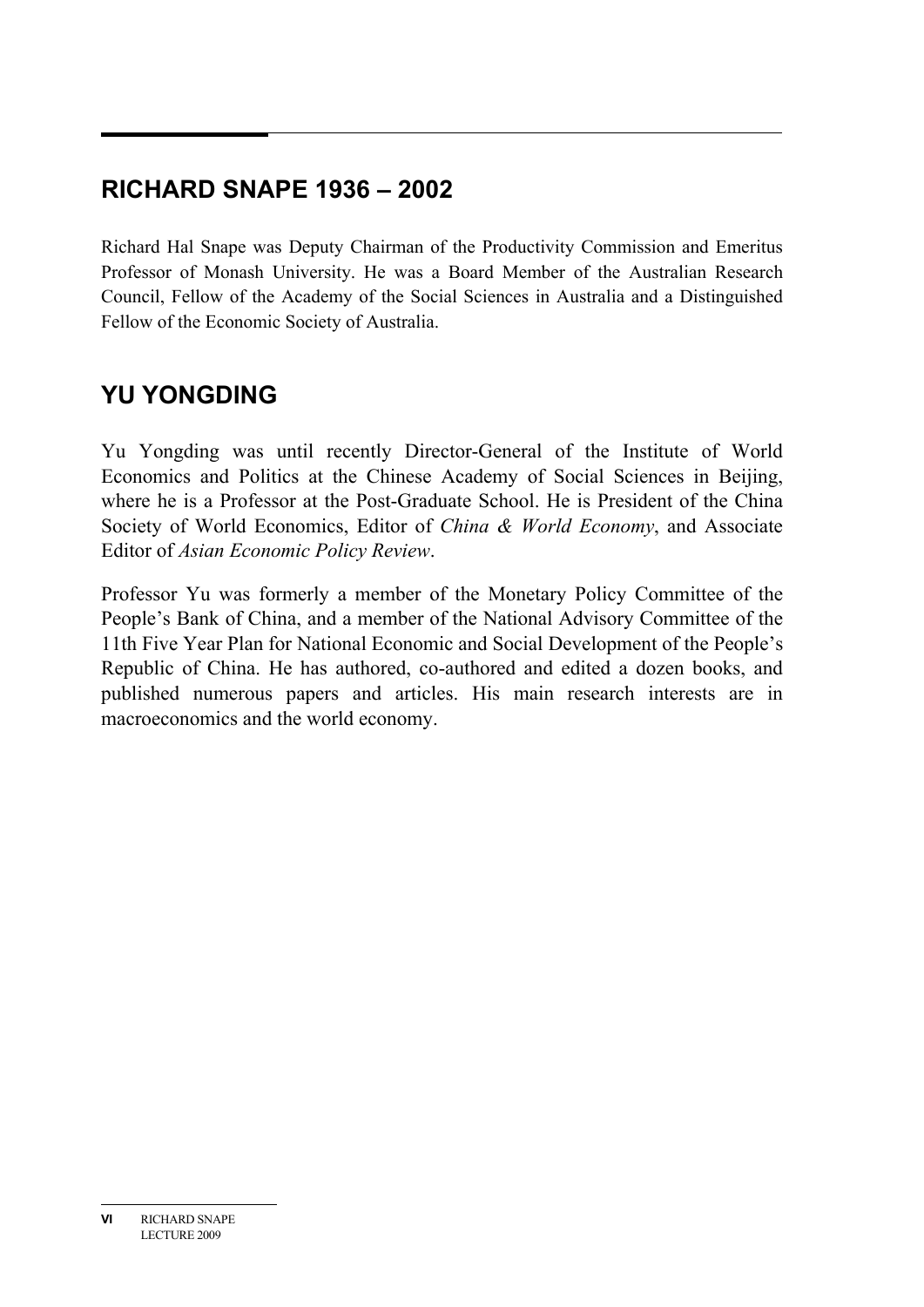## RICHARD SNAPE 1936 – 2002

Richard Hal Snape was Deputy Chairman of the Productivity Commission and Emeritus Professor of Monash University. He was a Board Member of the Australian Research Council, Fellow of the Academy of the Social Sciences in Australia and a Distinguished Fellow of the Economic Society of Australia.

## YU YONGDING

Yu Yongding was until recently Director-General of the Institute of World Economics and Politics at the Chinese Academy of Social Sciences in Beijing, where he is a Professor at the Post-Graduate School. He is President of the China Society of World Economics, Editor of *China & World Economy*, and Associate Editor of *Asian Economic Policy Review*.

Professor Yu was formerly a member of the Monetary Policy Committee of the People's Bank of China, and a member of the National Advisory Committee of the 11th Five Year Plan for National Economic and Social Development of the People's Republic of China. He has authored, co-authored and edited a dozen books, and published numerous papers and articles. His main research interests are in macroeconomics and the world economy.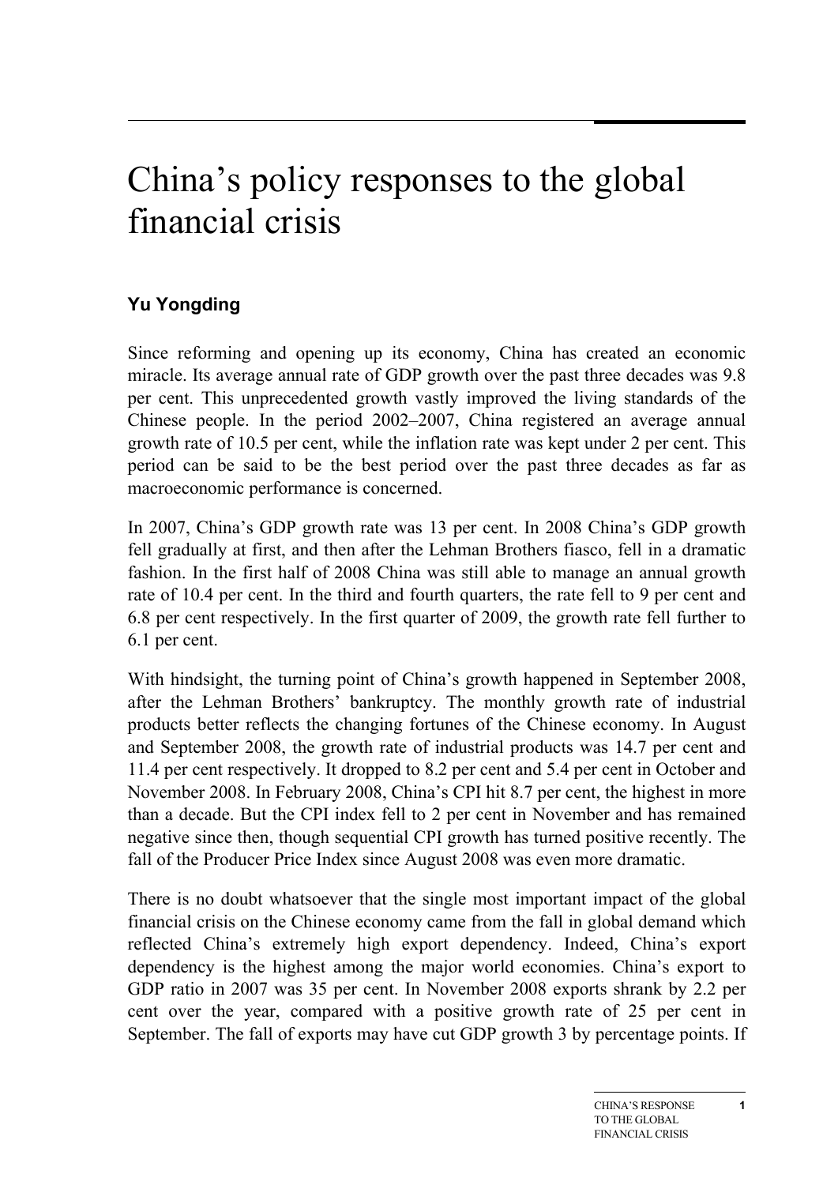# China's policy responses to the global financial crisis

**Yu Yongding**

Since reforming and opening up its economy, China has created an economic miracle. Its average annual rate of GDP growth over the past three decades was 9.8 per cent. This unprecedented growth vastly improved the living standards of the Chinese people. In the period 2002–2007, China registered an average annual growth rate of 10.5 per cent, while the inflation rate was kept under 2 per cent. This period can be said to be the best period over the past three decades as far as macroeconomic performance is concerned.

In 2007, China's GDP growth rate was 13 per cent. In 2008 China's GDP growth fell gradually at first, and then after the Lehman Brothers fiasco, fell in a dramatic fashion. In the first half of 2008 China was still able to manage an annual growth rate of 10.4 per cent. In the third and fourth quarters, the rate fell to 9 per cent and 6.8 per cent respectively. In the first quarter of 2009, the growth rate fell further to 6.1 per cent.

With hindsight, the turning point of China's growth happened in September 2008, after the Lehman Brothers' bankruptcy. The monthly growth rate of industrial products better reflects the changing fortunes of the Chinese economy. In August and September 2008, the growth rate of industrial products was 14.7 per cent and 11.4 per cent respectively. It dropped to 8.2 per cent and 5.4 per cent in October and November 2008. In February 2008, China's CPI hit 8.7 per cent, the highest in more than a decade. But the CPI index fell to 2 per cent in November and has remained negative since then, though sequential CPI growth has turned positive recently. The fall of the Producer Price Index since August 2008 was even more dramatic.

There is no doubt whatsoever that the single most important impact of the global financial crisis on the Chinese economy came from the fall in global demand which reflected China's extremely high export dependency. Indeed, China's export dependency is the highest among the major world economies. China's export to GDP ratio in 2007 was 35 per cent. In November 2008 exports shrank by 2.2 per cent over the year, compared with a positive growth rate of 25 per cent in September. The fall of exports may have cut GDP growth 3 by percentage points. If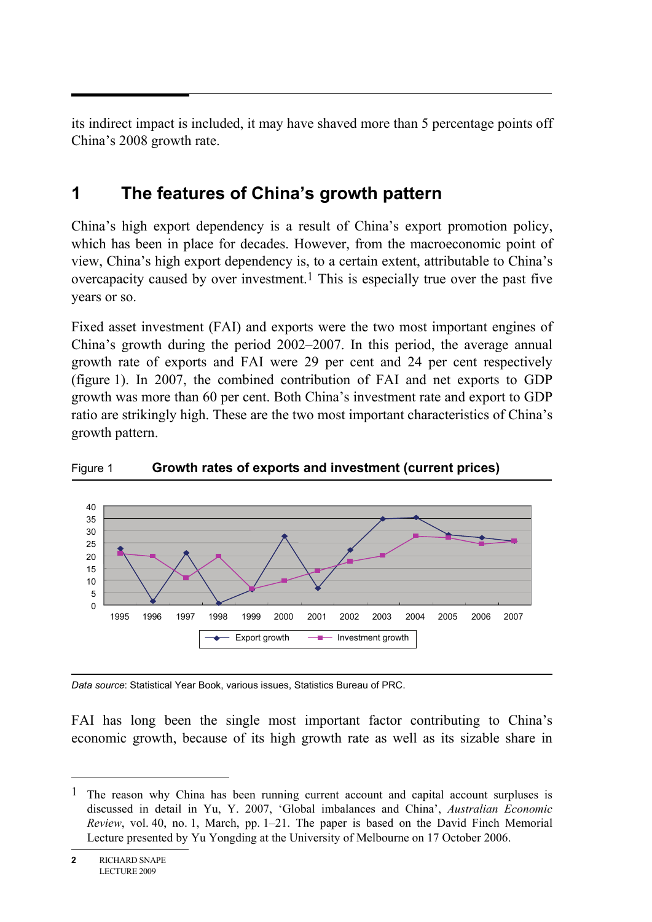its indirect impact is included, it may have shaved more than 5 percentage points off China's 2008 growth rate.

## 1 The features of China's growth pattern

China's high export dependency is a result of China's export promotion policy, which has been in place for decades. However, from the macroeconomic point of view, China's high export dependency is, to a certain extent, attributable to China's overcapacity caused by over investment.[1] This is especially true over the past five years or so.

Fixed asset investment (FAI) and exports were the two most important engines of China's growth during the period 2002–2007. In this period, the average annual growth rate of exports and FAI were 29 per cent and 24 per cent respectively (figure 1). In 2007, the combined contribution of FAI and net exports to GDP growth was more than 60 per cent. Both China's investment rate and export to GDP ratio are strikingly high. These are the two most important characteristics of China's growth pattern.

Figure 1 **Growth rates of exports and investment (current prices)**

*Data source*: Statistical Year Book, various issues, Statistics Bureau of PRC.

FAI has long been the single most important factor contributing to China's economic growth, because of its high growth rate as well as its sizable share in

---

[1] The reason why China has been running current account and capital account surpluses is discussed in detail in Yu, Y. 2007, 'Global imbalances and China', *Australian Economic Review*, vol. 40, no. 1, March, pp. 1–21. The paper is based on the David Finch Memorial Lecture presented by Yu Yongding at the University of Melbourne on 17 October 2006.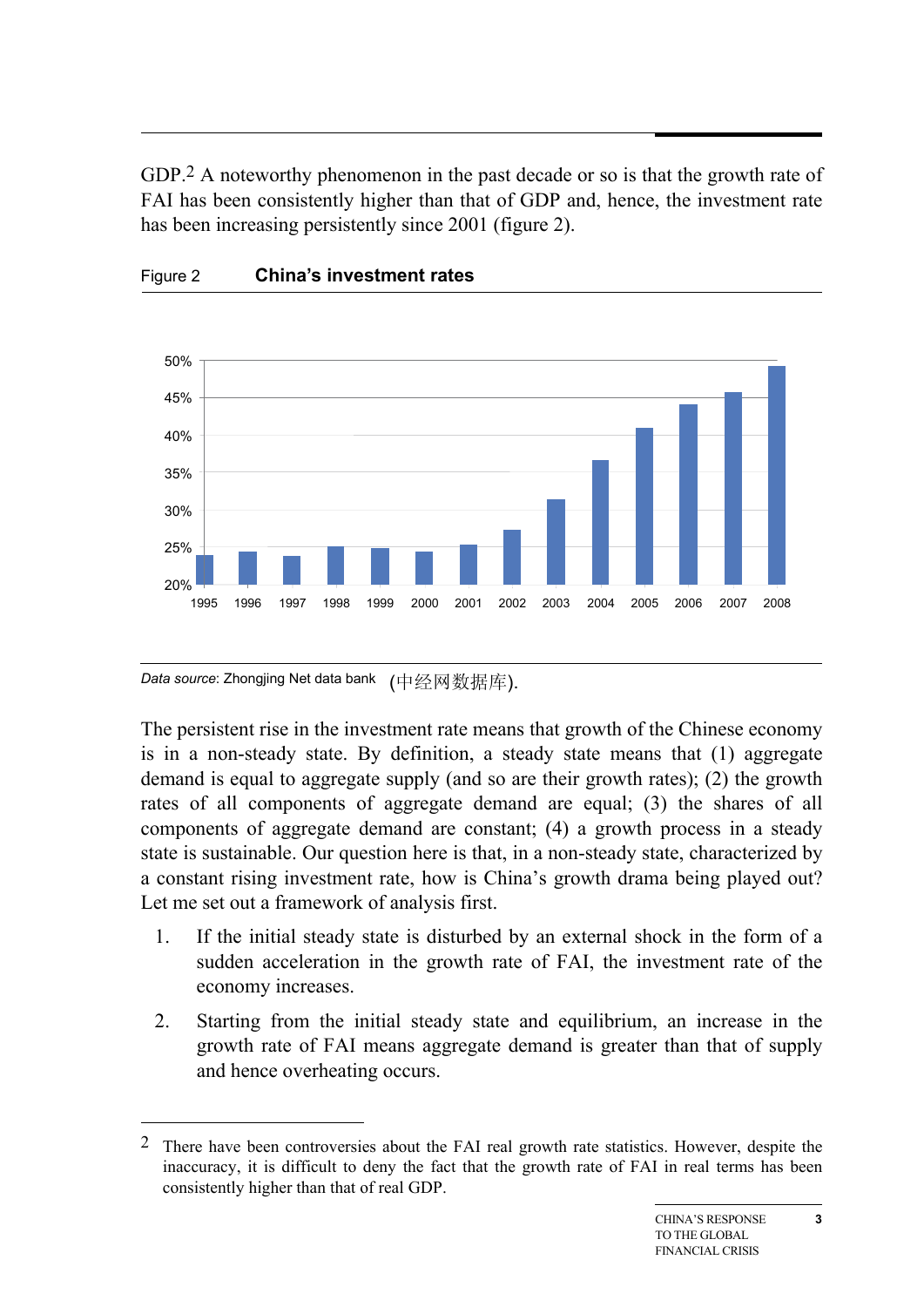GDP.[2] A noteworthy phenomenon in the past decade or so is that the growth rate of FAI has been consistently higher than that of GDP and, hence, the investment rate has been increasing persistently since 2001 (figure 2).

Figure 2 **China's investment rates**

*Data source*: Zhongjing Net data bank (中经网数据库).

The persistent rise in the investment rate means that growth of the Chinese economy is in a non-steady state. By definition, a steady state means that (1) aggregate demand is equal to aggregate supply (and so are their growth rates); (2) the growth rates of all components of aggregate demand are equal; (3) the shares of all components of aggregate demand are constant; (4) a growth process in a steady state is sustainable. Our question here is that, in a non-steady state, characterized by a constant rising investment rate, how is China's growth drama being played out? Let me set out a framework of analysis first.

1. If the initial steady state is disturbed by an external shock in the form of a sudden acceleration in the growth rate of FAI, the investment rate of the economy increases.
2. Starting from the initial steady state and equilibrium, an increase in the growth rate of FAI means aggregate demand is greater than that of supply and hence overheating occurs.

---

[2] There have been controversies about the FAI real growth rate statistics. However, despite the inaccuracy, it is difficult to deny the fact that the growth rate of FAI in real terms has been consistently higher than that of real GDP.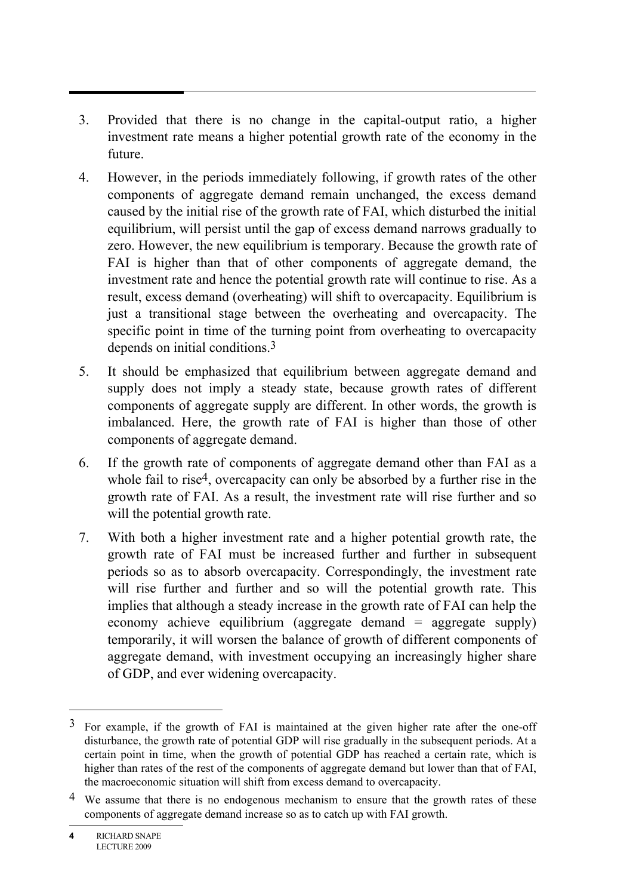3. Provided that there is no change in the capital-output ratio, a higher investment rate means a higher potential growth rate of the economy in the future.
4. However, in the periods immediately following, if growth rates of the other components of aggregate demand remain unchanged, the excess demand caused by the initial rise of the growth rate of FAI, which disturbed the initial equilibrium, will persist until the gap of excess demand narrows gradually to zero. However, the new equilibrium is temporary. Because the growth rate of FAI is higher than that of other components of aggregate demand, the investment rate and hence the potential growth rate will continue to rise. As a result, excess demand (overheating) will shift to overcapacity. Equilibrium is just a transitional stage between the overheating and overcapacity. The specific point in time of the turning point from overheating to overcapacity depends on initial conditions.[3]
5. It should be emphasized that equilibrium between aggregate demand and supply does not imply a steady state, because growth rates of different components of aggregate supply are different. In other words, the growth is imbalanced. Here, the growth rate of FAI is higher than those of other components of aggregate demand.
6. If the growth rate of components of aggregate demand other than FAI as a whole fail to rise[4], overcapacity can only be absorbed by a further rise in the growth rate of FAI. As a result, the investment rate will rise further and so will the potential growth rate.
7. With both a higher investment rate and a higher potential growth rate, the growth rate of FAI must be increased further and further in subsequent periods so as to absorb overcapacity. Correspondingly, the investment rate will rise further and further and so will the potential growth rate. This implies that although a steady increase in the growth rate of FAI can help the economy achieve equilibrium (aggregate demand = aggregate supply) temporarily, it will worsen the balance of growth of different components of aggregate demand, with investment occupying an increasingly higher share of GDP, and ever widening overcapacity.

---

[3] For example, if the growth of FAI is maintained at the given higher rate after the one-off disturbance, the growth rate of potential GDP will rise gradually in the subsequent periods. At a certain point in time, when the growth of potential GDP has reached a certain rate, which is higher than rates of the rest of the components of aggregate demand but lower than that of FAI, the macroeconomic situation will shift from excess demand to overcapacity.

[4] We assume that there is no endogenous mechanism to ensure that the growth rates of these components of aggregate demand increase so as to catch up with FAI growth.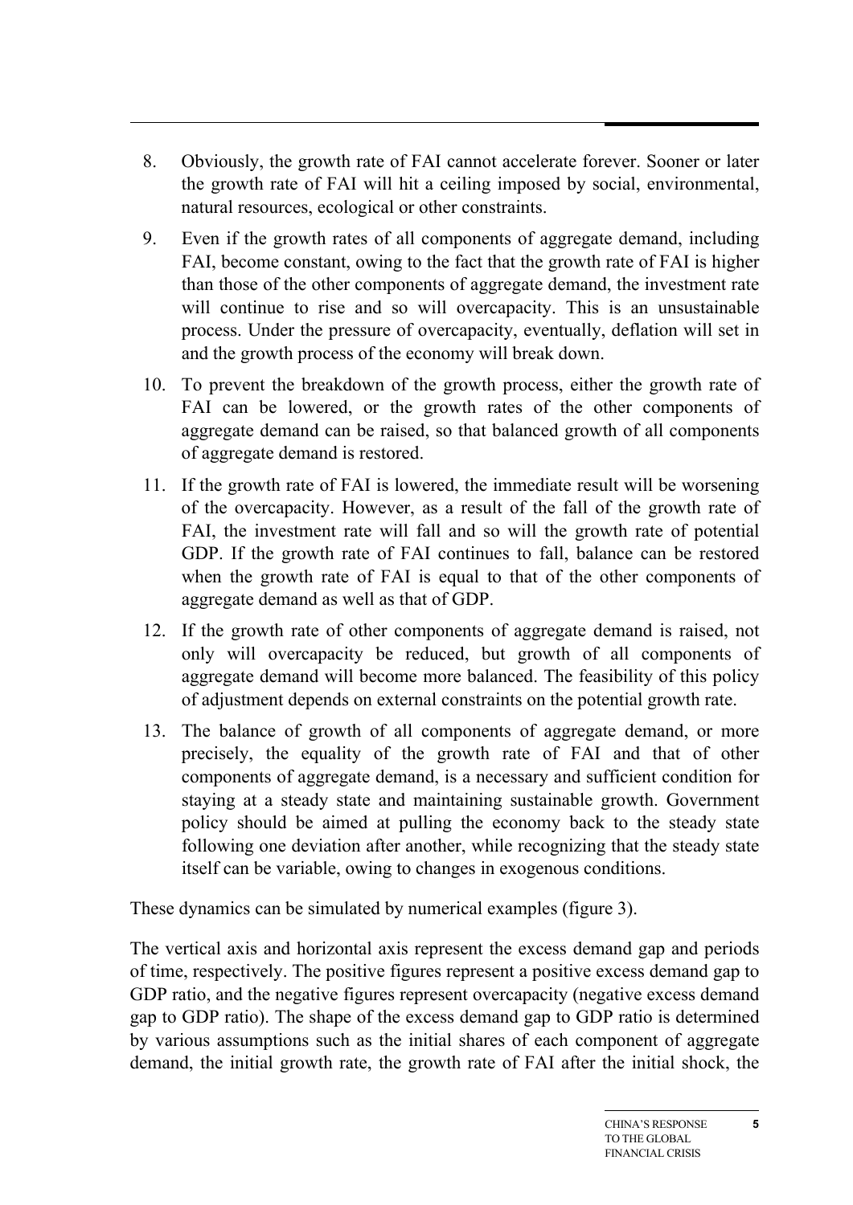8. Obviously, the growth rate of FAI cannot accelerate forever. Sooner or later the growth rate of FAI will hit a ceiling imposed by social, environmental, natural resources, ecological or other constraints.
9. Even if the growth rates of all components of aggregate demand, including FAI, become constant, owing to the fact that the growth rate of FAI is higher than those of the other components of aggregate demand, the investment rate will continue to rise and so will overcapacity. This is an unsustainable process. Under the pressure of overcapacity, eventually, deflation will set in and the growth process of the economy will break down.
10. To prevent the breakdown of the growth process, either the growth rate of FAI can be lowered, or the growth rates of the other components of aggregate demand can be raised, so that balanced growth of all components of aggregate demand is restored.
11. If the growth rate of FAI is lowered, the immediate result will be worsening of the overcapacity. However, as a result of the fall of the growth rate of FAI, the investment rate will fall and so will the growth rate of potential GDP. If the growth rate of FAI continues to fall, balance can be restored when the growth rate of FAI is equal to that of the other components of aggregate demand as well as that of GDP.
12. If the growth rate of other components of aggregate demand is raised, not only will overcapacity be reduced, but growth of all components of aggregate demand will become more balanced. The feasibility of this policy of adjustment depends on external constraints on the potential growth rate.
13. The balance of growth of all components of aggregate demand, or more precisely, the equality of the growth rate of FAI and that of other components of aggregate demand, is a necessary and sufficient condition for staying at a steady state and maintaining sustainable growth. Government policy should be aimed at pulling the economy back to the steady state following one deviation after another, while recognizing that the steady state itself can be variable, owing to changes in exogenous conditions.

These dynamics can be simulated by numerical examples (figure 3).

The vertical axis and horizontal axis represent the excess demand gap and periods of time, respectively. The positive figures represent a positive excess demand gap to GDP ratio, and the negative figures represent overcapacity (negative excess demand gap to GDP ratio). The shape of the excess demand gap to GDP ratio is determined by various assumptions such as the initial shares of each component of aggregate demand, the initial growth rate, the growth rate of FAI after the initial shock, the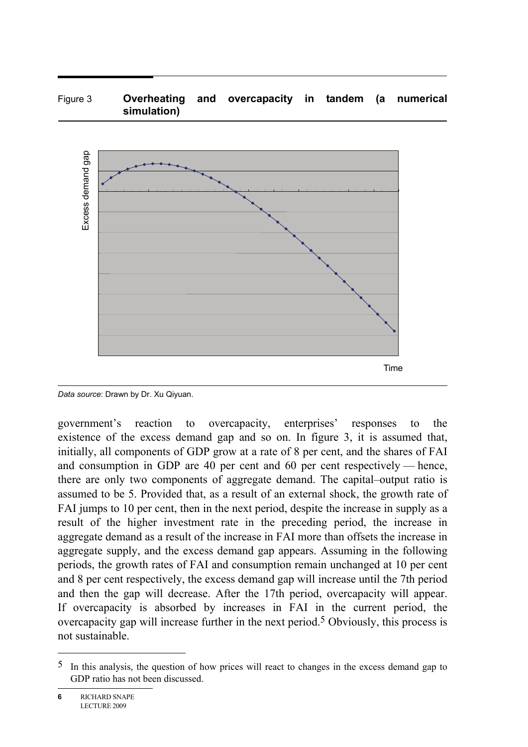Figure 3 **Overheating and overcapacity in tandem (a numerical simulation)**

*Data source*: Drawn by Dr. Xu Qiyuan.

government's reaction to overcapacity, enterprises' responses to the existence of the excess demand gap and so on. In figure 3, it is assumed that, initially, all components of GDP grow at a rate of 8 per cent, and the shares of FAI and consumption in GDP are 40 per cent and 60 per cent respectively — hence, there are only two components of aggregate demand. The capital–output ratio is assumed to be 5. Provided that, as a result of an external shock, the growth rate of FAI jumps to 10 per cent, then in the next period, despite the increase in supply as a result of the higher investment rate in the preceding period, the increase in aggregate demand as a result of the increase in FAI more than offsets the increase in aggregate supply, and the excess demand gap appears. Assuming in the following periods, the growth rates of FAI and consumption remain unchanged at 10 per cent and 8 per cent respectively, the excess demand gap will increase until the 7th period and then the gap will decrease. After the 17th period, overcapacity will appear. If overcapacity is absorbed by increases in FAI in the current period, the overcapacity gap will increase further in the next period.[5] Obviously, this process is not sustainable.

[5] In this analysis, the question of how prices will react to changes in the excess demand gap to GDP ratio has not been discussed.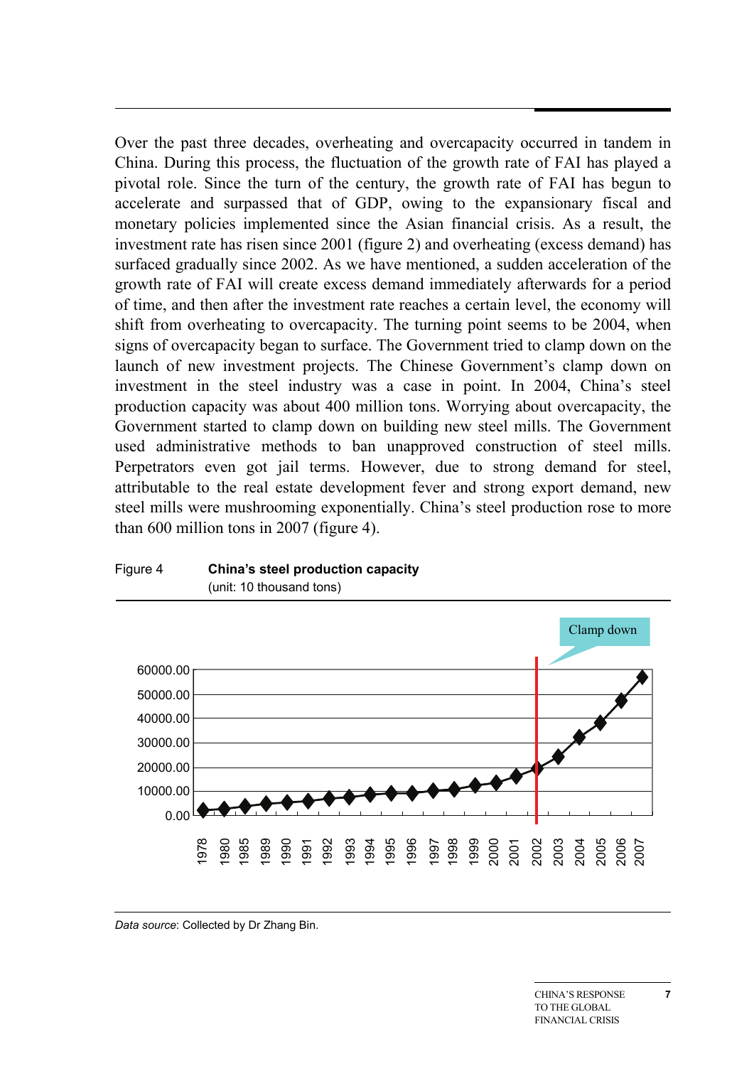Over the past three decades, overheating and overcapacity occurred in tandem in China. During this process, the fluctuation of the growth rate of FAI has played a pivotal role. Since the turn of the century, the growth rate of FAI has begun to accelerate and surpassed that of GDP, owing to the expansionary fiscal and monetary policies implemented since the Asian financial crisis. As a result, the investment rate has risen since 2001 (figure 2) and overheating (excess demand) has surfaced gradually since 2002. As we have mentioned, a sudden acceleration of the growth rate of FAI will create excess demand immediately afterwards for a period of time, and then after the investment rate reaches a certain level, the economy will shift from overheating to overcapacity. The turning point seems to be 2004, when signs of overcapacity began to surface. The Government tried to clamp down on the launch of new investment projects. The Chinese Government's clamp down on investment in the steel industry was a case in point. In 2004, China's steel production capacity was about 400 million tons. Worrying about overcapacity, the Government started to clamp down on building new steel mills. The Government used administrative methods to ban unapproved construction of steel mills. Perpetrators even got jail terms. However, due to strong demand for steel, attributable to the real estate development fever and strong export demand, new steel mills were mushrooming exponentially. China's steel production rose to more than 600 million tons in 2007 (figure 4).

Figure 4 **China's steel production capacity**
(unit: 10 thousand tons)

*Data source*: Collected by Dr Zhang Bin.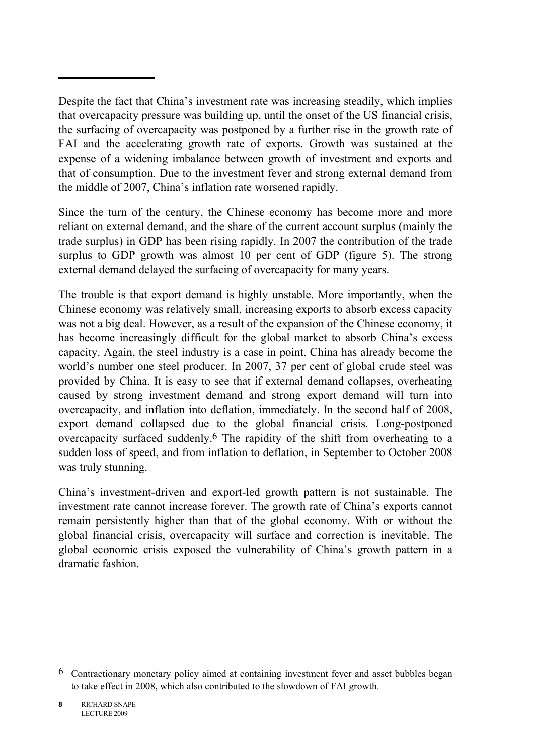Despite the fact that China's investment rate was increasing steadily, which implies that overcapacity pressure was building up, until the onset of the US financial crisis, the surfacing of overcapacity was postponed by a further rise in the growth rate of FAI and the accelerating growth rate of exports. Growth was sustained at the expense of a widening imbalance between growth of investment and exports and that of consumption. Due to the investment fever and strong external demand from the middle of 2007, China's inflation rate worsened rapidly.

Since the turn of the century, the Chinese economy has become more and more reliant on external demand, and the share of the current account surplus (mainly the trade surplus) in GDP has been rising rapidly. In 2007 the contribution of the trade surplus to GDP growth was almost 10 per cent of GDP (figure 5). The strong external demand delayed the surfacing of overcapacity for many years.

The trouble is that export demand is highly unstable. More importantly, when the Chinese economy was relatively small, increasing exports to absorb excess capacity was not a big deal. However, as a result of the expansion of the Chinese economy, it has become increasingly difficult for the global market to absorb China's excess capacity. Again, the steel industry is a case in point. China has already become the world's number one steel producer. In 2007, 37 per cent of global crude steel was provided by China. It is easy to see that if external demand collapses, overheating caused by strong investment demand and strong export demand will turn into overcapacity, and inflation into deflation, immediately. In the second half of 2008, export demand collapsed due to the global financial crisis. Long-postponed overcapacity surfaced suddenly.[6] The rapidity of the shift from overheating to a sudden loss of speed, and from inflation to deflation, in September to October 2008 was truly stunning.

China's investment-driven and export-led growth pattern is not sustainable. The investment rate cannot increase forever. The growth rate of China's exports cannot remain persistently higher than that of the global economy. With or without the global financial crisis, overcapacity will surface and correction is inevitable. The global economic crisis exposed the vulnerability of China's growth pattern in a dramatic fashion.

---

[6] Contractionary monetary policy aimed at containing investment fever and asset bubbles began to take effect in 2008, which also contributed to the slowdown of FAI growth.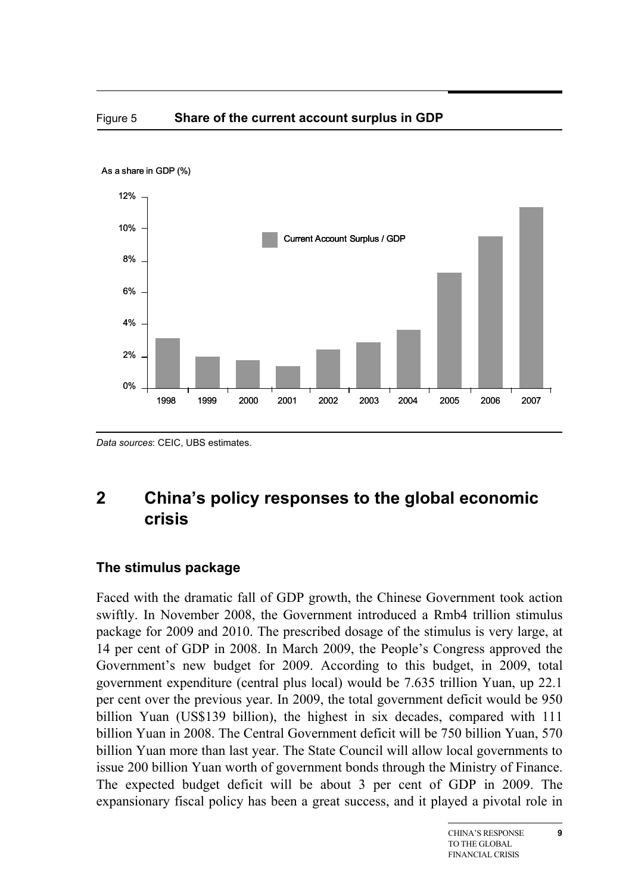Figure 5 **Share of the current account surplus in GDP**

As a share in GDP (%)

Data sources: CEIC, UBS estimates.

## 2 China's policy responses to the global economic crisis

### The stimulus package

Faced with the dramatic fall of GDP growth, the Chinese Government took action swiftly. In November 2008, the Government introduced a Rmb4 trillion stimulus package for 2009 and 2010. The prescribed dosage of the stimulus is very large, at 14 per cent of GDP in 2008. In March 2009, the People's Congress approved the Government's new budget for 2009. According to this budget, in 2009, total government expenditure (central plus local) would be 7.635 trillion Yuan, up 22.1 per cent over the previous year. In 2009, the total government deficit would be 950 billion Yuan (US$139 billion), the highest in six decades, compared with 111 billion Yuan in 2008. The Central Government deficit will be 750 billion Yuan, 570 billion Yuan more than last year. The State Council will allow local governments to issue 200 billion Yuan worth of government bonds through the Ministry of Finance. The expected budget deficit will be about 3 per cent of GDP in 2009. The expansionary fiscal policy has been a great success, and it played a pivotal role in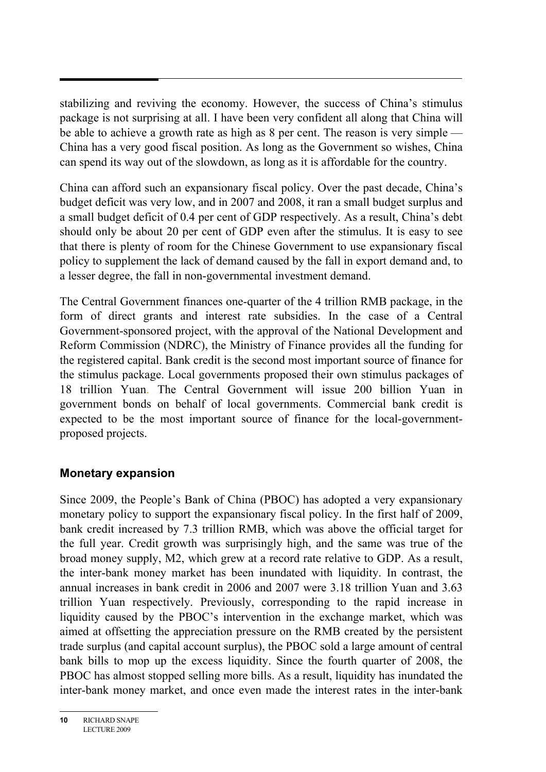stabilizing and reviving the economy. However, the success of China's stimulus package is not surprising at all. I have been very confident all along that China will be able to achieve a growth rate as high as 8 per cent. The reason is very simple — China has a very good fiscal position. As long as the Government so wishes, China can spend its way out of the slowdown, as long as it is affordable for the country.

China can afford such an expansionary fiscal policy. Over the past decade, China's budget deficit was very low, and in 2007 and 2008, it ran a small budget surplus and a small budget deficit of 0.4 per cent of GDP respectively. As a result, China's debt should only be about 20 per cent of GDP even after the stimulus. It is easy to see that there is plenty of room for the Chinese Government to use expansionary fiscal policy to supplement the lack of demand caused by the fall in export demand and, to a lesser degree, the fall in non-governmental investment demand.

The Central Government finances one-quarter of the 4 trillion RMB package, in the form of direct grants and interest rate subsidies. In the case of a Central Government-sponsored project, with the approval of the National Development and Reform Commission (NDRC), the Ministry of Finance provides all the funding for the registered capital. Bank credit is the second most important source of finance for the stimulus package. Local governments proposed their own stimulus packages of 18 trillion Yuan. The Central Government will issue 200 billion Yuan in government bonds on behalf of local governments. Commercial bank credit is expected to be the most important source of finance for the local-government-proposed projects.

## Monetary expansion

Since 2009, the People's Bank of China (PBOC) has adopted a very expansionary monetary policy to support the expansionary fiscal policy. In the first half of 2009, bank credit increased by 7.3 trillion RMB, which was above the official target for the full year. Credit growth was surprisingly high, and the same was true of the broad money supply, M2, which grew at a record rate relative to GDP. As a result, the inter-bank money market has been inundated with liquidity. In contrast, the annual increases in bank credit in 2006 and 2007 were 3.18 trillion Yuan and 3.63 trillion Yuan respectively. Previously, corresponding to the rapid increase in liquidity caused by the PBOC's intervention in the exchange market, which was aimed at offsetting the appreciation pressure on the RMB created by the persistent trade surplus (and capital account surplus), the PBOC sold a large amount of central bank bills to mop up the excess liquidity. Since the fourth quarter of 2008, the PBOC has almost stopped selling more bills. As a result, liquidity has inundated the inter-bank money market, and once even made the interest rates in the inter-bank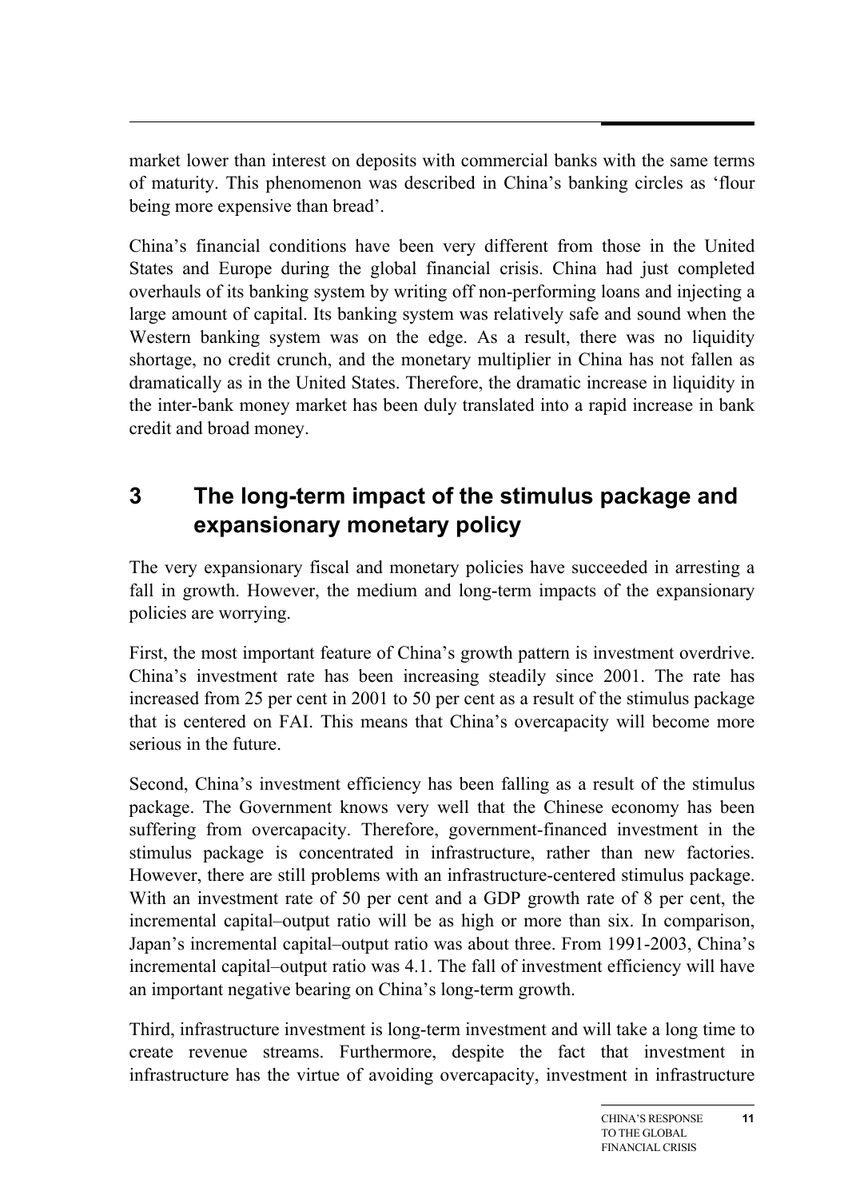market lower than interest on deposits with commercial banks with the same terms of maturity. This phenomenon was described in China's banking circles as 'flour being more expensive than bread'.

China's financial conditions have been very different from those in the United States and Europe during the global financial crisis. China had just completed overhauls of its banking system by writing off non-performing loans and injecting a large amount of capital. Its banking system was relatively safe and sound when the Western banking system was on the edge. As a result, there was no liquidity shortage, no credit crunch, and the monetary multiplier in China has not fallen as dramatically as in the United States. Therefore, the dramatic increase in liquidity in the inter-bank money market has been duly translated into a rapid increase in bank credit and broad money.

## 3 The long-term impact of the stimulus package and expansionary monetary policy

The very expansionary fiscal and monetary policies have succeeded in arresting a fall in growth. However, the medium and long-term impacts of the expansionary policies are worrying.

First, the most important feature of China's growth pattern is investment overdrive. China's investment rate has been increasing steadily since 2001. The rate has increased from 25 per cent in 2001 to 50 per cent as a result of the stimulus package that is centered on FAI. This means that China's overcapacity will become more serious in the future.

Second, China's investment efficiency has been falling as a result of the stimulus package. The Government knows very well that the Chinese economy has been suffering from overcapacity. Therefore, government-financed investment in the stimulus package is concentrated in infrastructure, rather than new factories. However, there are still problems with an infrastructure-centered stimulus package. With an investment rate of 50 per cent and a GDP growth rate of 8 per cent, the incremental capital–output ratio will be as high or more than six. In comparison, Japan's incremental capital–output ratio was about three. From 1991-2003, China's incremental capital–output ratio was 4.1. The fall of investment efficiency will have an important negative bearing on China's long-term growth.

Third, infrastructure investment is long-term investment and will take a long time to create revenue streams. Furthermore, despite the fact that investment in infrastructure has the virtue of avoiding overcapacity, investment in infrastructure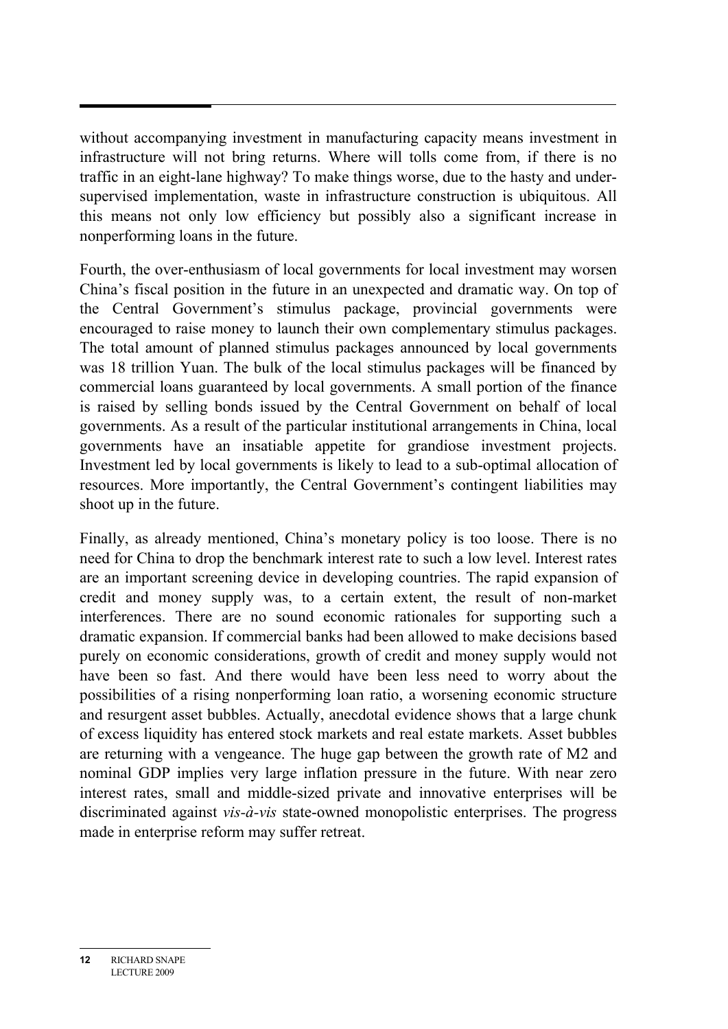without accompanying investment in manufacturing capacity means investment in infrastructure will not bring returns. Where will tolls come from, if there is no traffic in an eight-lane highway? To make things worse, due to the hasty and under-supervised implementation, waste in infrastructure construction is ubiquitous. All this means not only low efficiency but possibly also a significant increase in nonperforming loans in the future.

Fourth, the over-enthusiasm of local governments for local investment may worsen China's fiscal position in the future in an unexpected and dramatic way. On top of the Central Government's stimulus package, provincial governments were encouraged to raise money to launch their own complementary stimulus packages. The total amount of planned stimulus packages announced by local governments was 18 trillion Yuan. The bulk of the local stimulus packages will be financed by commercial loans guaranteed by local governments. A small portion of the finance is raised by selling bonds issued by the Central Government on behalf of local governments. As a result of the particular institutional arrangements in China, local governments have an insatiable appetite for grandiose investment projects. Investment led by local governments is likely to lead to a sub-optimal allocation of resources. More importantly, the Central Government's contingent liabilities may shoot up in the future.

Finally, as already mentioned, China's monetary policy is too loose. There is no need for China to drop the benchmark interest rate to such a low level. Interest rates are an important screening device in developing countries. The rapid expansion of credit and money supply was, to a certain extent, the result of non-market interferences. There are no sound economic rationales for supporting such a dramatic expansion. If commercial banks had been allowed to make decisions based purely on economic considerations, growth of credit and money supply would not have been so fast. And there would have been less need to worry about the possibilities of a rising nonperforming loan ratio, a worsening economic structure and resurgent asset bubbles. Actually, anecdotal evidence shows that a large chunk of excess liquidity has entered stock markets and real estate markets. Asset bubbles are returning with a vengeance. The huge gap between the growth rate of M2 and nominal GDP implies very large inflation pressure in the future. With near zero interest rates, small and middle-sized private and innovative enterprises will be discriminated against *vis-à-vis* state-owned monopolistic enterprises. The progress made in enterprise reform may suffer retreat.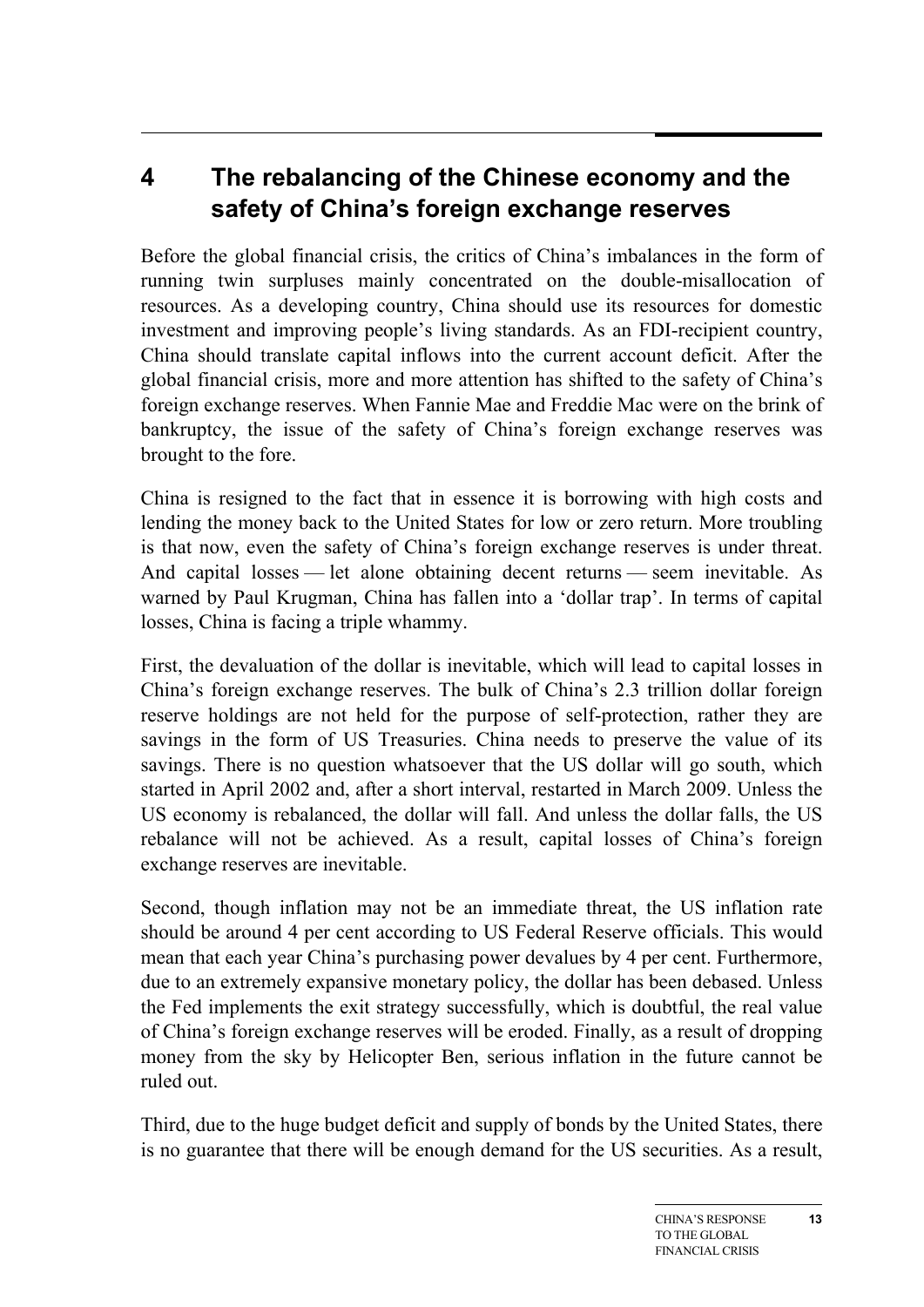# 4 The rebalancing of the Chinese economy and the safety of China's foreign exchange reserves

Before the global financial crisis, the critics of China's imbalances in the form of running twin surpluses mainly concentrated on the double-misallocation of resources. As a developing country, China should use its resources for domestic investment and improving people's living standards. As an FDI-recipient country, China should translate capital inflows into the current account deficit. After the global financial crisis, more and more attention has shifted to the safety of China's foreign exchange reserves. When Fannie Mae and Freddie Mac were on the brink of bankruptcy, the issue of the safety of China's foreign exchange reserves was brought to the fore.

China is resigned to the fact that in essence it is borrowing with high costs and lending the money back to the United States for low or zero return. More troubling is that now, even the safety of China's foreign exchange reserves is under threat. And capital losses — let alone obtaining decent returns — seem inevitable. As warned by Paul Krugman, China has fallen into a 'dollar trap'. In terms of capital losses, China is facing a triple whammy.

First, the devaluation of the dollar is inevitable, which will lead to capital losses in China's foreign exchange reserves. The bulk of China's 2.3 trillion dollar foreign reserve holdings are not held for the purpose of self-protection, rather they are savings in the form of US Treasuries. China needs to preserve the value of its savings. There is no question whatsoever that the US dollar will go south, which started in April 2002 and, after a short interval, restarted in March 2009. Unless the US economy is rebalanced, the dollar will fall. And unless the dollar falls, the US rebalance will not be achieved. As a result, capital losses of China's foreign exchange reserves are inevitable.

Second, though inflation may not be an immediate threat, the US inflation rate should be around 4 per cent according to US Federal Reserve officials. This would mean that each year China's purchasing power devalues by 4 per cent. Furthermore, due to an extremely expansive monetary policy, the dollar has been debased. Unless the Fed implements the exit strategy successfully, which is doubtful, the real value of China's foreign exchange reserves will be eroded. Finally, as a result of dropping money from the sky by Helicopter Ben, serious inflation in the future cannot be ruled out.

Third, due to the huge budget deficit and supply of bonds by the United States, there is no guarantee that there will be enough demand for the US securities. As a result,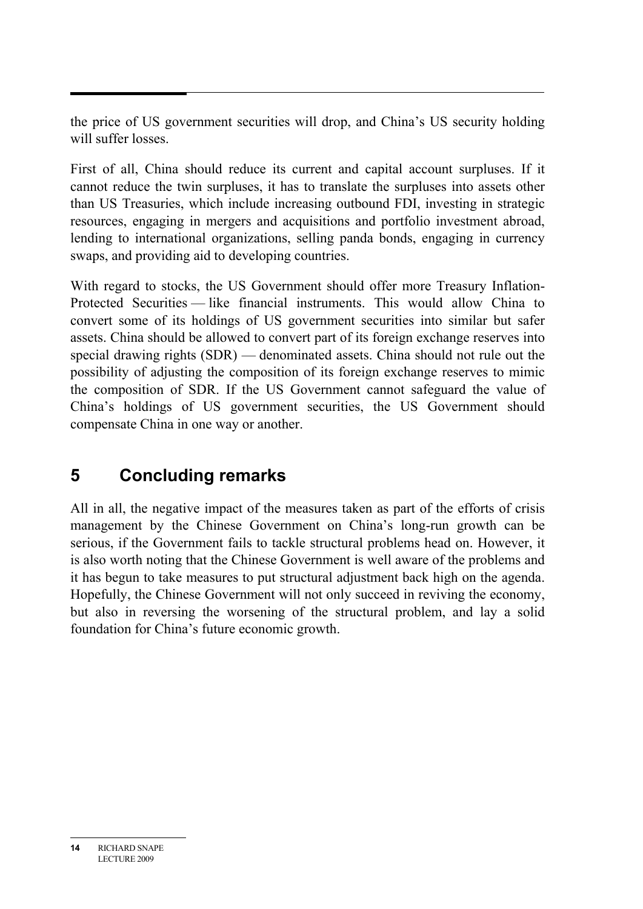the price of US government securities will drop, and China's US security holding will suffer losses.

First of all, China should reduce its current and capital account surpluses. If it cannot reduce the twin surpluses, it has to translate the surpluses into assets other than US Treasuries, which include increasing outbound FDI, investing in strategic resources, engaging in mergers and acquisitions and portfolio investment abroad, lending to international organizations, selling panda bonds, engaging in currency swaps, and providing aid to developing countries.

With regard to stocks, the US Government should offer more Treasury Inflation-Protected Securities — like financial instruments. This would allow China to convert some of its holdings of US government securities into similar but safer assets. China should be allowed to convert part of its foreign exchange reserves into special drawing rights (SDR) — denominated assets. China should not rule out the possibility of adjusting the composition of its foreign exchange reserves to mimic the composition of SDR. If the US Government cannot safeguard the value of China's holdings of US government securities, the US Government should compensate China in one way or another.

## 5 Concluding remarks

All in all, the negative impact of the measures taken as part of the efforts of crisis management by the Chinese Government on China's long-run growth can be serious, if the Government fails to tackle structural problems head on. However, it is also worth noting that the Chinese Government is well aware of the problems and it has begun to take measures to put structural adjustment back high on the agenda. Hopefully, the Chinese Government will not only succeed in reviving the economy, but also in reversing the worsening of the structural problem, and lay a solid foundation for China's future economic growth.